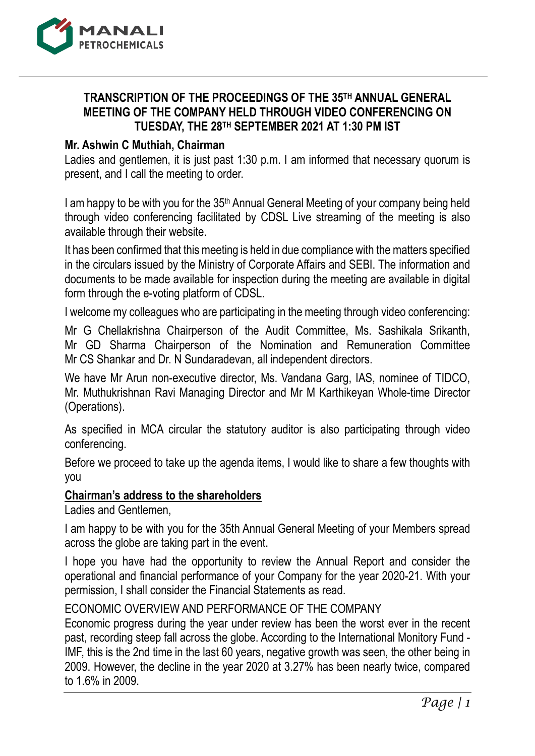# TRANSCRIPTION OF THE PROCEEDINGS OF THE 35TH ANNUAL GENERAL MEETING OF THE COMPANY HELD THROUGH VIDEO CONFERENCING ON TUESDAY, THE 28TH SEPTEMBER 2021 AT 1:30 PM IST

**Mr. Ashwin C Muthiah, Chairman**

Ladies and gentlemen, it is just past 1:30 p.m. I am informed that necessary quorum is present, and I call the meeting to order.

I am happy to be with you for the 35th Annual General Meeting of your company being held through video conferencing facilitated by CDSL Live streaming of the meeting is also available through their website.

It has been confirmed that this meeting is held in due compliance with the matters specified in the circulars issued by the Ministry of Corporate Affairs and SEBI. The information and documents to be made available for inspection during the meeting are available in digital form through the e-voting platform of CDSL.

I welcome my colleagues who are participating in the meeting through video conferencing:

Mr G Chellakrishna Chairperson of the Audit Committee, Ms. Sashikala Srikanth, Mr GD Sharma Chairperson of the Nomination and Remuneration Committee Mr CS Shankar and Dr. N Sundaradevan, all independent directors.

We have Mr Arun non-executive director, Ms. Vandana Garg, IAS, nominee of TIDCO, Mr. Muthukrishnan Ravi Managing Director and Mr M Karthikeyan Whole-time Director (Operations).

As specified in MCA circular the statutory auditor is also participating through video conferencing.

Before we proceed to take up the agenda items, I would like to share a few thoughts with you

## Chairman's address to the shareholders

Ladies and Gentlemen,

I am happy to be with you for the 35th Annual General Meeting of your Members spread across the globe are taking part in the event.

I hope you have had the opportunity to review the Annual Report and consider the operational and financial performance of your Company for the year 2020-21. With your permission, I shall consider the Financial Statements as read.

ECONOMIC OVERVIEW AND PERFORMANCE OF THE COMPANY

Economic progress during the year under review has been the worst ever in the recent past, recording steep fall across the globe. According to the International Monitory Fund - IMF, this is the 2nd time in the last 60 years, negative growth was seen, the other being in 2009. However, the decline in the year 2020 at 3.27% has been nearly twice, compared to 1.6% in 2009.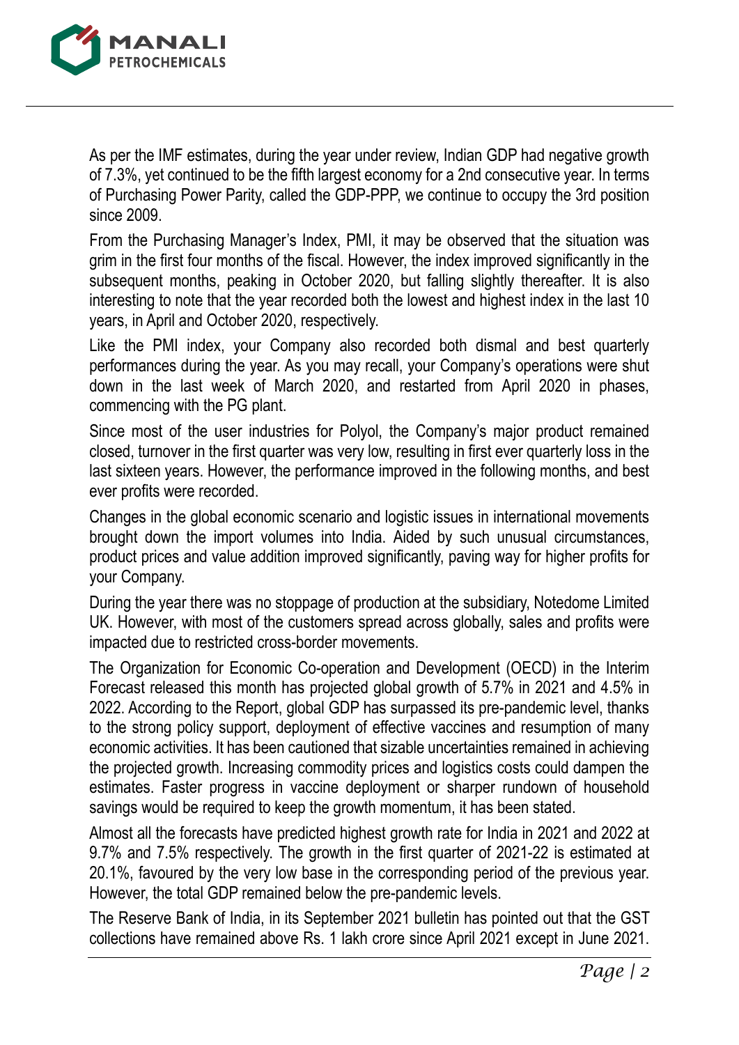As per the IMF estimates, during the year under review, Indian GDP had negative growth of 7.3%, yet continued to be the fifth largest economy for a 2nd consecutive year. In terms of Purchasing Power Parity, called the GDP-PPP, we continue to occupy the 3rd position since 2009.

From the Purchasing Manager's Index, PMI, it may be observed that the situation was grim in the first four months of the fiscal. However, the index improved significantly in the subsequent months, peaking in October 2020, but falling slightly thereafter. It is also interesting to note that the year recorded both the lowest and highest index in the last 10 years, in April and October 2020, respectively.

Like the PMI index, your Company also recorded both dismal and best quarterly performances during the year. As you may recall, your Company's operations were shut down in the last week of March 2020, and restarted from April 2020 in phases, commencing with the PG plant.

Since most of the user industries for Polyol, the Company's major product remained closed, turnover in the first quarter was very low, resulting in first ever quarterly loss in the last sixteen years. However, the performance improved in the following months, and best ever profits were recorded.

Changes in the global economic scenario and logistic issues in international movements brought down the import volumes into India. Aided by such unusual circumstances, product prices and value addition improved significantly, paving way for higher profits for your Company.

During the year there was no stoppage of production at the subsidiary, Notedome Limited UK. However, with most of the customers spread across globally, sales and profits were impacted due to restricted cross-border movements.

The Organization for Economic Co-operation and Development (OECD) in the Interim Forecast released this month has projected global growth of 5.7% in 2021 and 4.5% in 2022. According to the Report, global GDP has surpassed its pre-pandemic level, thanks to the strong policy support, deployment of effective vaccines and resumption of many economic activities. It has been cautioned that sizable uncertainties remained in achieving the projected growth. Increasing commodity prices and logistics costs could dampen the estimates. Faster progress in vaccine deployment or sharper rundown of household savings would be required to keep the growth momentum, it has been stated.

Almost all the forecasts have predicted highest growth rate for India in 2021 and 2022 at 9.7% and 7.5% respectively. The growth in the first quarter of 2021-22 is estimated at 20.1%, favoured by the very low base in the corresponding period of the previous year. However, the total GDP remained below the pre-pandemic levels.

The Reserve Bank of India, in its September 2021 bulletin has pointed out that the GST collections have remained above Rs. 1 lakh crore since April 2021 except in June 2021.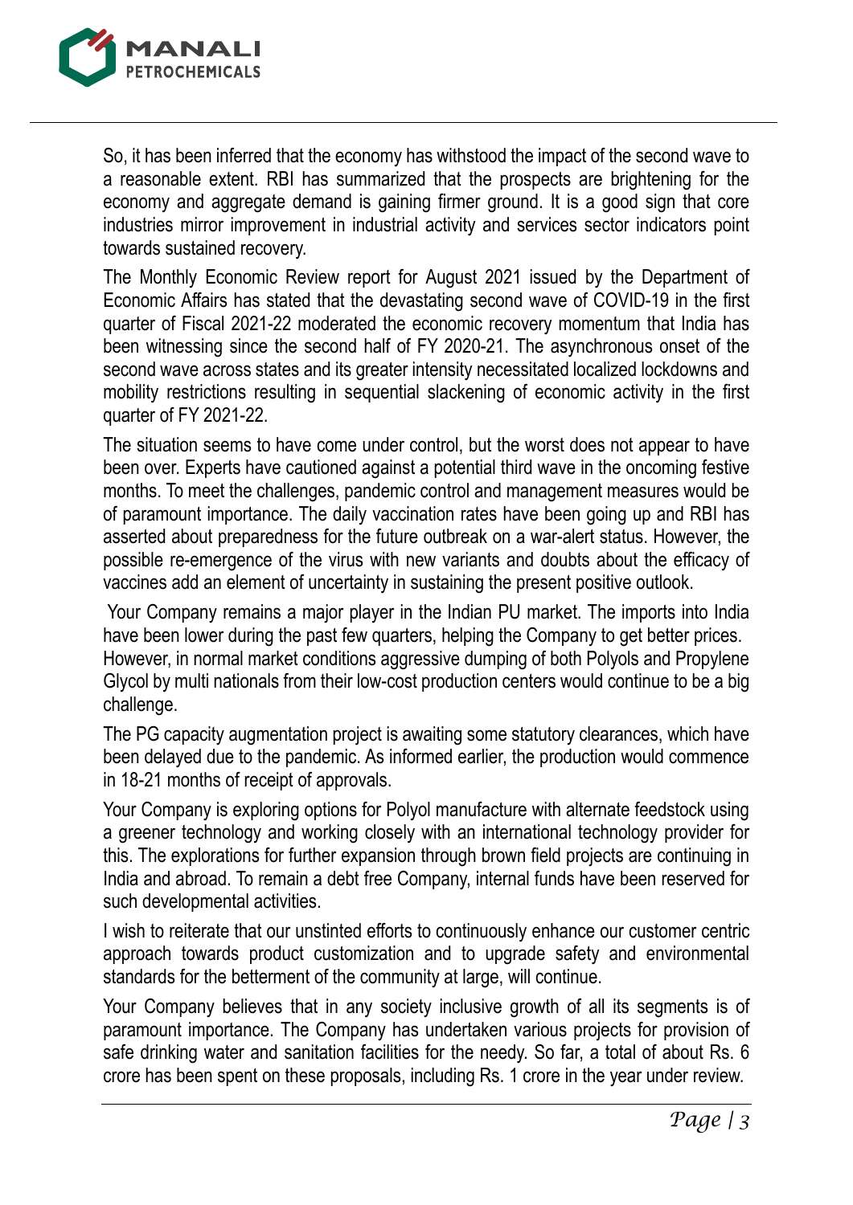So, it has been inferred that the economy has withstood the impact of the second wave to a reasonable extent. RBI has summarized that the prospects are brightening for the economy and aggregate demand is gaining firmer ground. It is a good sign that core industries mirror improvement in industrial activity and services sector indicators point towards sustained recovery.

The Monthly Economic Review report for August 2021 issued by the Department of Economic Affairs has stated that the devastating second wave of COVID-19 in the first quarter of Fiscal 2021-22 moderated the economic recovery momentum that India has been witnessing since the second half of FY 2020-21. The asynchronous onset of the second wave across states and its greater intensity necessitated localized lockdowns and mobility restrictions resulting in sequential slackening of economic activity in the first quarter of FY 2021-22.

The situation seems to have come under control, but the worst does not appear to have been over. Experts have cautioned against a potential third wave in the oncoming festive months. To meet the challenges, pandemic control and management measures would be of paramount importance. The daily vaccination rates have been going up and RBI has asserted about preparedness for the future outbreak on a war-alert status. However, the possible re-emergence of the virus with new variants and doubts about the efficacy of vaccines add an element of uncertainty in sustaining the present positive outlook.

Your Company remains a major player in the Indian PU market. The imports into India have been lower during the past few quarters, helping the Company to get better prices. However, in normal market conditions aggressive dumping of both Polyols and Propylene Glycol by multi nationals from their low-cost production centers would continue to be a big challenge.

The PG capacity augmentation project is awaiting some statutory clearances, which have been delayed due to the pandemic. As informed earlier, the production would commence in 18-21 months of receipt of approvals.

Your Company is exploring options for Polyol manufacture with alternate feedstock using a greener technology and working closely with an international technology provider for this. The explorations for further expansion through brown field projects are continuing in India and abroad. To remain a debt free Company, internal funds have been reserved for such developmental activities.

I wish to reiterate that our unstinted efforts to continuously enhance our customer centric approach towards product customization and to upgrade safety and environmental standards for the betterment of the community at large, will continue.

Your Company believes that in any society inclusive growth of all its segments is of paramount importance. The Company has undertaken various projects for provision of safe drinking water and sanitation facilities for the needy. So far, a total of about Rs. 6 crore has been spent on these proposals, including Rs. 1 crore in the year under review.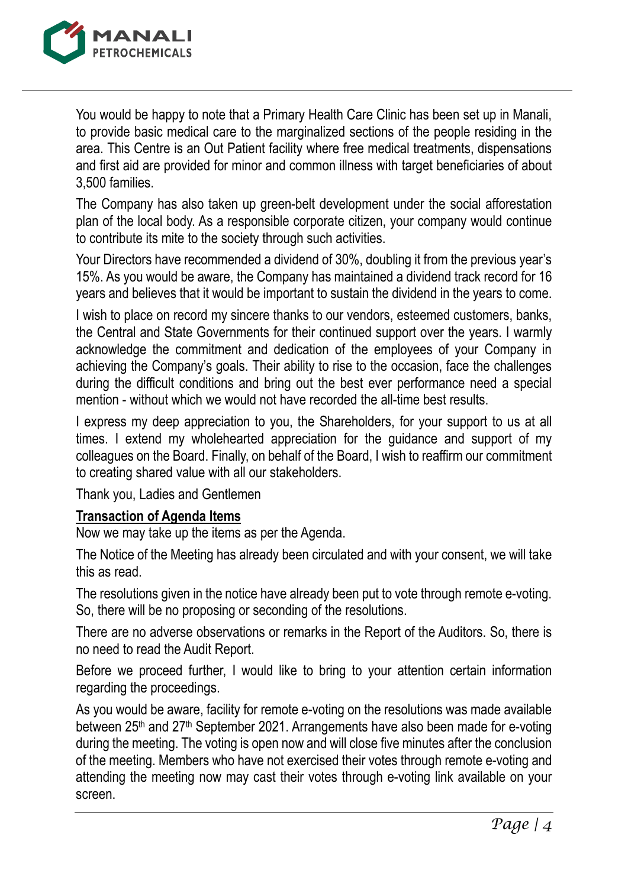You would be happy to note that a Primary Health Care Clinic has been set up in Manali, to provide basic medical care to the marginalized sections of the people residing in the area. This Centre is an Out Patient facility where free medical treatments, dispensations and first aid are provided for minor and common illness with target beneficiaries of about 3,500 families.

The Company has also taken up green-belt development under the social afforestation plan of the local body. As a responsible corporate citizen, your company would continue to contribute its mite to the society through such activities.

Your Directors have recommended a dividend of 30%, doubling it from the previous year's 15%. As you would be aware, the Company has maintained a dividend track record for 16 years and believes that it would be important to sustain the dividend in the years to come.

I wish to place on record my sincere thanks to our vendors, esteemed customers, banks, the Central and State Governments for their continued support over the years. I warmly acknowledge the commitment and dedication of the employees of your Company in achieving the Company's goals. Their ability to rise to the occasion, face the challenges during the difficult conditions and bring out the best ever performance need a special mention - without which we would not have recorded the all-time best results.

I express my deep appreciation to you, the Shareholders, for your support to us at all times. I extend my wholehearted appreciation for the guidance and support of my colleagues on the Board. Finally, on behalf of the Board, I wish to reaffirm our commitment to creating shared value with all our stakeholders.

Thank you, Ladies and Gentlemen

**Transaction of Agenda Items**

Now we may take up the items as per the Agenda.

The Notice of the Meeting has already been circulated and with your consent, we will take this as read.

The resolutions given in the notice have already been put to vote through remote e-voting. So, there will be no proposing or seconding of the resolutions.

There are no adverse observations or remarks in the Report of the Auditors. So, there is no need to read the Audit Report.

Before we proceed further, I would like to bring to your attention certain information regarding the proceedings.

As you would be aware, facility for remote e-voting on the resolutions was made available between 25th and 27th September 2021. Arrangements have also been made for e-voting during the meeting. The voting is open now and will close five minutes after the conclusion of the meeting. Members who have not exercised their votes through remote e-voting and attending the meeting now may cast their votes through e-voting link available on your screen.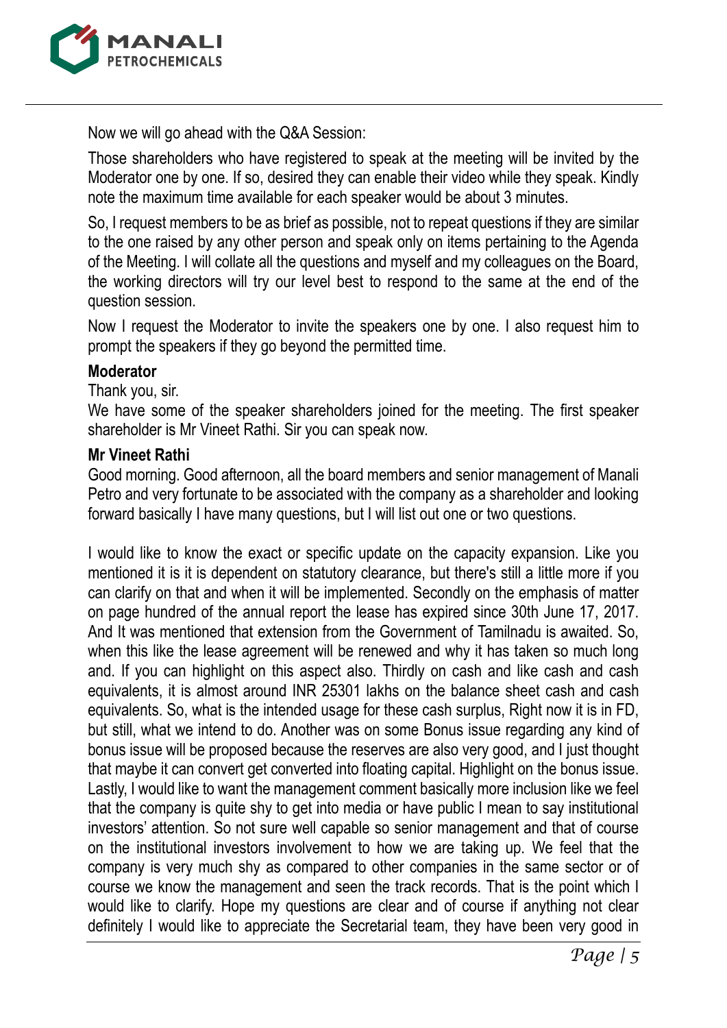Now we will go ahead with the Q&A Session:

Those shareholders who have registered to speak at the meeting will be invited by the Moderator one by one. If so, desired they can enable their video while they speak. Kindly note the maximum time available for each speaker would be about 3 minutes.

So, I request members to be as brief as possible, not to repeat questions if they are similar to the one raised by any other person and speak only on items pertaining to the Agenda of the Meeting. I will collate all the questions and myself and my colleagues on the Board, the working directors will try our level best to respond to the same at the end of the question session.

Now I request the Moderator to invite the speakers one by one. I also request him to prompt the speakers if they go beyond the permitted time.

**Moderator**

Thank you, sir.

We have some of the speaker shareholders joined for the meeting. The first speaker shareholder is Mr Vineet Rathi. Sir you can speak now.

**Mr Vineet Rathi**

Good morning. Good afternoon, all the board members and senior management of Manali Petro and very fortunate to be associated with the company as a shareholder and looking forward basically I have many questions, but I will list out one or two questions.

I would like to know the exact or specific update on the capacity expansion. Like you mentioned it is it is dependent on statutory clearance, but there's still a little more if you can clarify on that and when it will be implemented. Secondly on the emphasis of matter on page hundred of the annual report the lease has expired since 30th June 17, 2017. And It was mentioned that extension from the Government of Tamilnadu is awaited. So, when this like the lease agreement will be renewed and why it has taken so much long and. If you can highlight on this aspect also. Thirdly on cash and like cash and cash equivalents, it is almost around INR 25301 lakhs on the balance sheet cash and cash equivalents. So, what is the intended usage for these cash surplus, Right now it is in FD, but still, what we intend to do. Another was on some Bonus issue regarding any kind of bonus issue will be proposed because the reserves are also very good, and I just thought that maybe it can convert get converted into floating capital. Highlight on the bonus issue. Lastly, I would like to want the management comment basically more inclusion like we feel that the company is quite shy to get into media or have public I mean to say institutional investors' attention. So not sure well capable so senior management and that of course on the institutional investors involvement to how we are taking up. We feel that the company is very much shy as compared to other companies in the same sector or of course we know the management and seen the track records. That is the point which I would like to clarify. Hope my questions are clear and of course if anything not clear definitely I would like to appreciate the Secretarial team, they have been very good in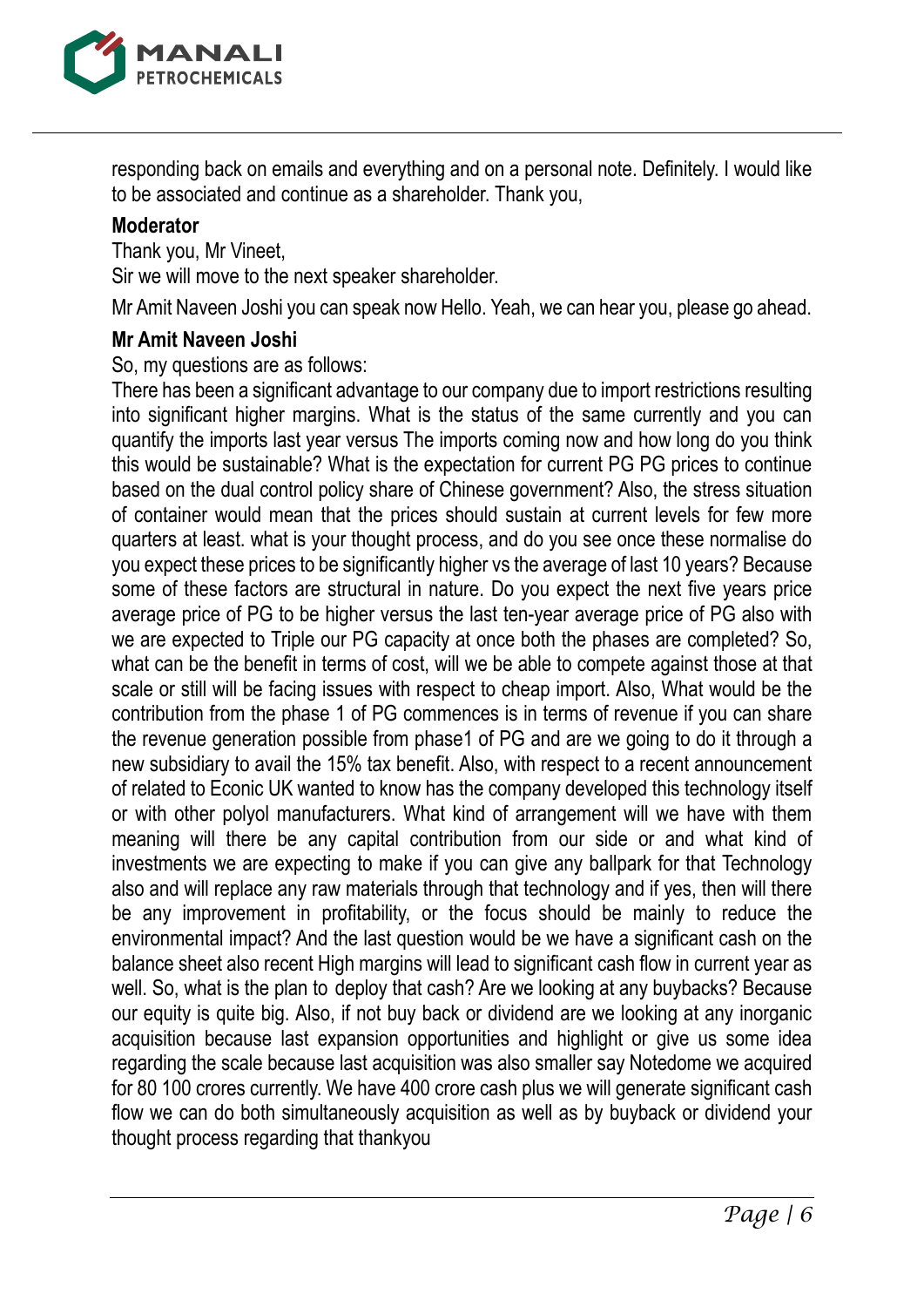responding back on emails and everything and on a personal note. Definitely. I would like to be associated and continue as a shareholder. Thank you,

**Moderator**

Thank you, Mr Vineet,

Sir we will move to the next speaker shareholder.

Mr Amit Naveen Joshi you can speak now Hello. Yeah, we can hear you, please go ahead.

**Mr Amit Naveen Joshi**

So, my questions are as follows:

There has been a significant advantage to our company due to import restrictions resulting into significant higher margins. What is the status of the same currently and you can quantify the imports last year versus The imports coming now and how long do you think this would be sustainable? What is the expectation for current PG PG prices to continue based on the dual control policy share of Chinese government? Also, the stress situation of container would mean that the prices should sustain at current levels for few more quarters at least. what is your thought process, and do you see once these normalise do you expect these prices to be significantly higher vs the average of last 10 years? Because some of these factors are structural in nature. Do you expect the next five years price average price of PG to be higher versus the last ten-year average price of PG also with we are expected to Triple our PG capacity at once both the phases are completed? So, what can be the benefit in terms of cost, will we be able to compete against those at that scale or still will be facing issues with respect to cheap import. Also, What would be the contribution from the phase 1 of PG commences is in terms of revenue if you can share the revenue generation possible from phase1 of PG and are we going to do it through a new subsidiary to avail the 15% tax benefit. Also, with respect to a recent announcement of related to Econic UK wanted to know has the company developed this technology itself or with other polyol manufacturers. What kind of arrangement will we have with them meaning will there be any capital contribution from our side or and what kind of investments we are expecting to make if you can give any ballpark for that Technology also and will replace any raw materials through that technology and if yes, then will there be any improvement in profitability, or the focus should be mainly to reduce the environmental impact? And the last question would be we have a significant cash on the balance sheet also recent High margins will lead to significant cash flow in current year as well. So, what is the plan to deploy that cash? Are we looking at any buybacks? Because our equity is quite big. Also, if not buy back or dividend are we looking at any inorganic acquisition because last expansion opportunities and highlight or give us some idea regarding the scale because last acquisition was also smaller say Notedome we acquired for 80 100 crores currently. We have 400 crore cash plus we will generate significant cash flow we can do both simultaneously acquisition as well as by buyback or dividend your thought process regarding that thankyou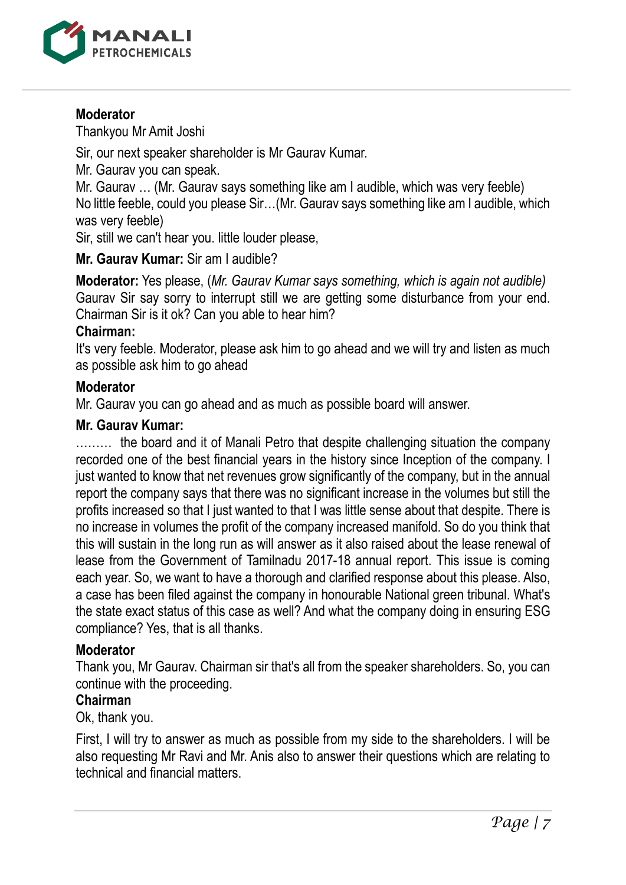**Moderator**

Thankyou Mr Amit Joshi

Sir, our next speaker shareholder is Mr Gaurav Kumar.

Mr. Gaurav you can speak.

Mr. Gaurav … (Mr. Gaurav says something like am I audible, which was very feeble)

No little feeble, could you please Sir…(Mr. Gaurav says something like am I audible, which was very feeble)

Sir, still we can't hear you. little louder please,

**Mr. Gaurav Kumar:** Sir am I audible?

**Moderator:** Yes please, (*Mr. Gaurav Kumar says something, which is again not audible)* Gaurav Sir say sorry to interrupt still we are getting some disturbance from your end. Chairman Sir is it ok? Can you able to hear him?

**Chairman:**

It's very feeble. Moderator, please ask him to go ahead and we will try and listen as much as possible ask him to go ahead

**Moderator**

Mr. Gaurav you can go ahead and as much as possible board will answer.

**Mr. Gaurav Kumar:**

……… the board and it of Manali Petro that despite challenging situation the company recorded one of the best financial years in the history since Inception of the company. I just wanted to know that net revenues grow significantly of the company, but in the annual report the company says that there was no significant increase in the volumes but still the profits increased so that I just wanted to that I was little sense about that despite. There is no increase in volumes the profit of the company increased manifold. So do you think that this will sustain in the long run as will answer as it also raised about the lease renewal of lease from the Government of Tamilnadu 2017-18 annual report. This issue is coming each year. So, we want to have a thorough and clarified response about this please. Also, a case has been filed against the company in honourable National green tribunal. What's the state exact status of this case as well? And what the company doing in ensuring ESG compliance? Yes, that is all thanks.

**Moderator**

Thank you, Mr Gaurav. Chairman sir that's all from the speaker shareholders. So, you can continue with the proceeding.

**Chairman**

Ok, thank you.

First, I will try to answer as much as possible from my side to the shareholders. I will be also requesting Mr Ravi and Mr. Anis also to answer their questions which are relating to technical and financial matters.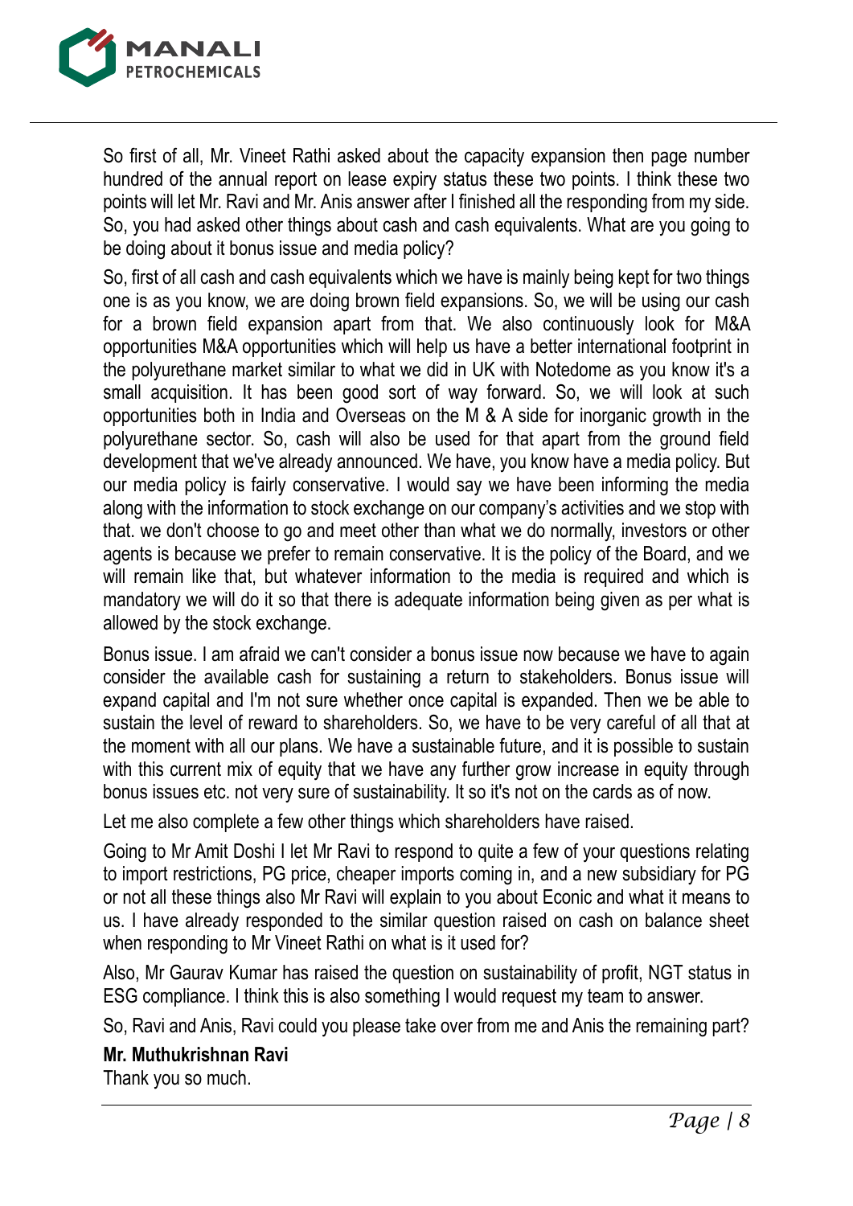So first of all, Mr. Vineet Rathi asked about the capacity expansion then page number hundred of the annual report on lease expiry status these two points. I think these two points will let Mr. Ravi and Mr. Anis answer after I finished all the responding from my side. So, you had asked other things about cash and cash equivalents. What are you going to be doing about it bonus issue and media policy?

So, first of all cash and cash equivalents which we have is mainly being kept for two things one is as you know, we are doing brown field expansions. So, we will be using our cash for a brown field expansion apart from that. We also continuously look for M&A opportunities M&A opportunities which will help us have a better international footprint in the polyurethane market similar to what we did in UK with Notedome as you know it's a small acquisition. It has been good sort of way forward. So, we will look at such opportunities both in India and Overseas on the M & A side for inorganic growth in the polyurethane sector. So, cash will also be used for that apart from the ground field development that we've already announced. We have, you know have a media policy. But our media policy is fairly conservative. I would say we have been informing the media along with the information to stock exchange on our company's activities and we stop with that. we don't choose to go and meet other than what we do normally, investors or other agents is because we prefer to remain conservative. It is the policy of the Board, and we will remain like that, but whatever information to the media is required and which is mandatory we will do it so that there is adequate information being given as per what is allowed by the stock exchange.

Bonus issue. I am afraid we can't consider a bonus issue now because we have to again consider the available cash for sustaining a return to stakeholders. Bonus issue will expand capital and I'm not sure whether once capital is expanded. Then we be able to sustain the level of reward to shareholders. So, we have to be very careful of all that at the moment with all our plans. We have a sustainable future, and it is possible to sustain with this current mix of equity that we have any further grow increase in equity through bonus issues etc. not very sure of sustainability. It so it's not on the cards as of now.

Let me also complete a few other things which shareholders have raised.

Going to Mr Amit Doshi I let Mr Ravi to respond to quite a few of your questions relating to import restrictions, PG price, cheaper imports coming in, and a new subsidiary for PG or not all these things also Mr Ravi will explain to you about Econic and what it means to us. I have already responded to the similar question raised on cash on balance sheet when responding to Mr Vineet Rathi on what is it used for?

Also, Mr Gaurav Kumar has raised the question on sustainability of profit, NGT status in ESG compliance. I think this is also something I would request my team to answer.

So, Ravi and Anis, Ravi could you please take over from me and Anis the remaining part?

**Mr. Muthukrishnan Ravi**

Thank you so much.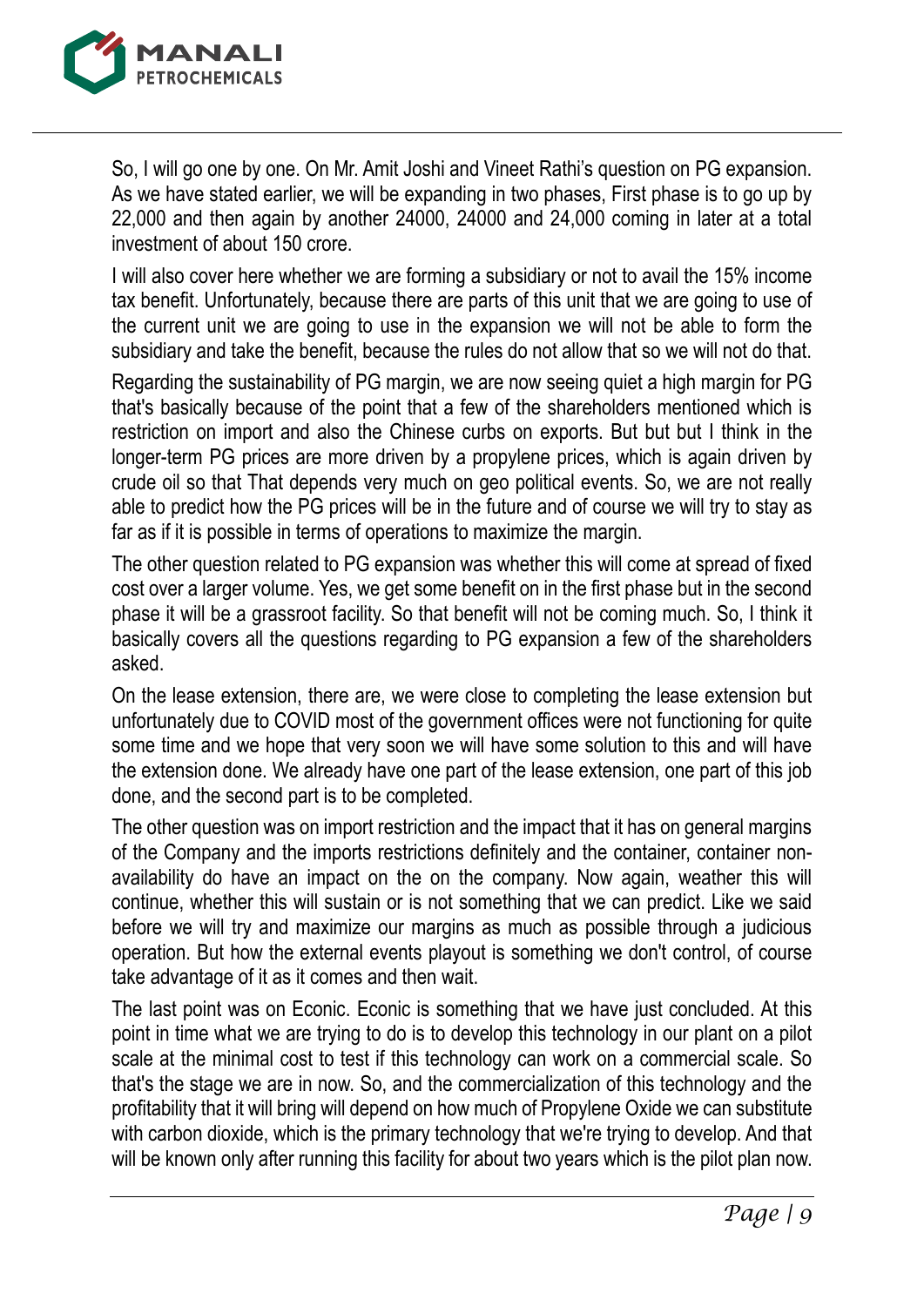So, I will go one by one. On Mr. Amit Joshi and Vineet Rathi's question on PG expansion. As we have stated earlier, we will be expanding in two phases, First phase is to go up by 22,000 and then again by another 24000, 24000 and 24,000 coming in later at a total investment of about 150 crore.

I will also cover here whether we are forming a subsidiary or not to avail the 15% income tax benefit. Unfortunately, because there are parts of this unit that we are going to use of the current unit we are going to use in the expansion we will not be able to form the subsidiary and take the benefit, because the rules do not allow that so we will not do that.

Regarding the sustainability of PG margin, we are now seeing quiet a high margin for PG that's basically because of the point that a few of the shareholders mentioned which is restriction on import and also the Chinese curbs on exports. But but but I think in the longer-term PG prices are more driven by a propylene prices, which is again driven by crude oil so that That depends very much on geo political events. So, we are not really able to predict how the PG prices will be in the future and of course we will try to stay as far as if it is possible in terms of operations to maximize the margin.

The other question related to PG expansion was whether this will come at spread of fixed cost over a larger volume. Yes, we get some benefit on in the first phase but in the second phase it will be a grassroot facility. So that benefit will not be coming much. So, I think it basically covers all the questions regarding to PG expansion a few of the shareholders asked.

On the lease extension, there are, we were close to completing the lease extension but unfortunately due to COVID most of the government offices were not functioning for quite some time and we hope that very soon we will have some solution to this and will have the extension done. We already have one part of the lease extension, one part of this job done, and the second part is to be completed.

The other question was on import restriction and the impact that it has on general margins of the Company and the imports restrictions definitely and the container, container non-availability do have an impact on the on the company. Now again, weather this will continue, whether this will sustain or is not something that we can predict. Like we said before we will try and maximize our margins as much as possible through a judicious operation. But how the external events playout is something we don't control, of course take advantage of it as it comes and then wait.

The last point was on Econic. Econic is something that we have just concluded. At this point in time what we are trying to do is to develop this technology in our plant on a pilot scale at the minimal cost to test if this technology can work on a commercial scale. So that's the stage we are in now. So, and the commercialization of this technology and the profitability that it will bring will depend on how much of Propylene Oxide we can substitute with carbon dioxide, which is the primary technology that we're trying to develop. And that will be known only after running this facility for about two years which is the pilot plan now.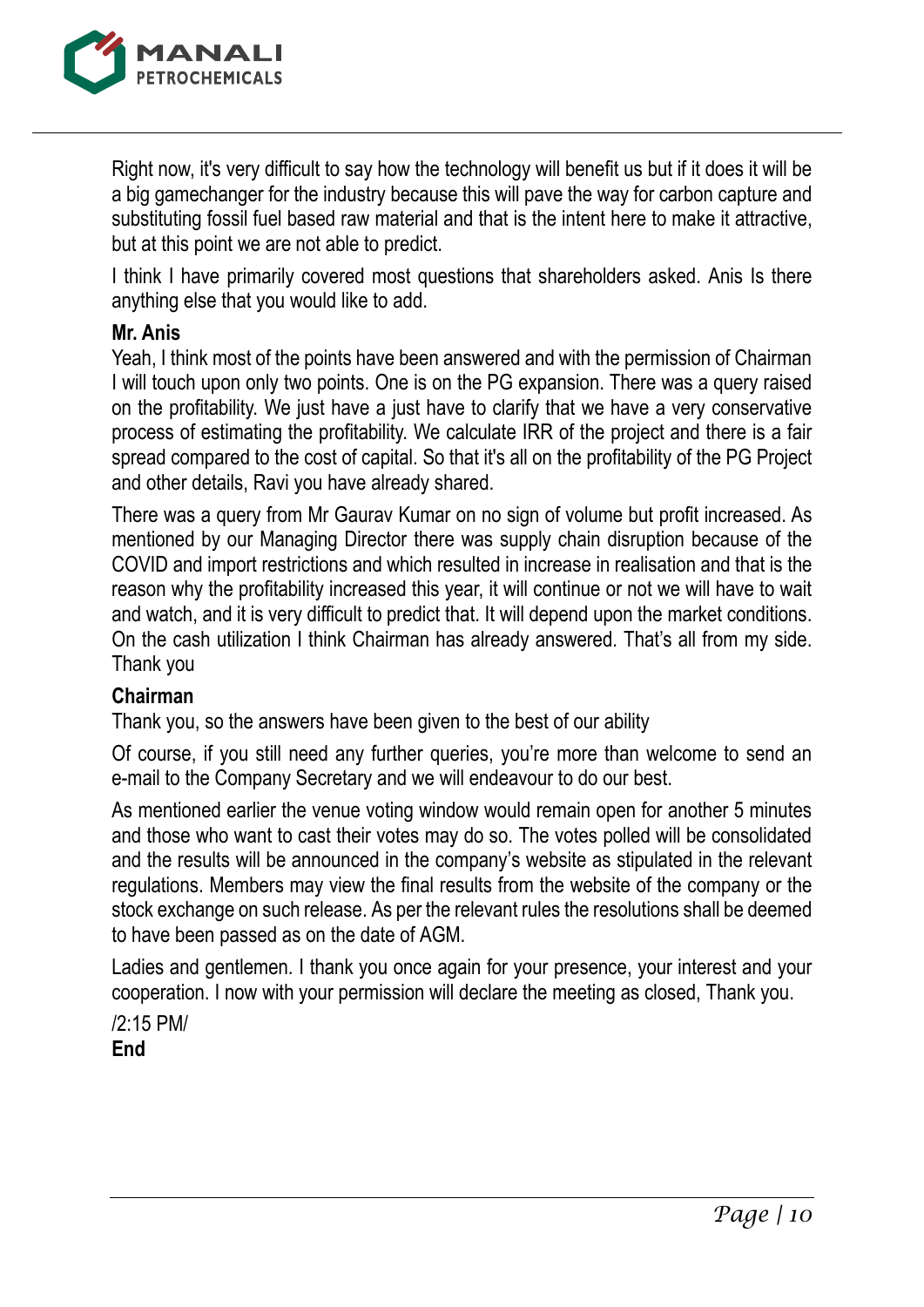Right now, it's very difficult to say how the technology will benefit us but if it does it will be a big gamechanger for the industry because this will pave the way for carbon capture and substituting fossil fuel based raw material and that is the intent here to make it attractive, but at this point we are not able to predict.

I think I have primarily covered most questions that shareholders asked. Anis Is there anything else that you would like to add.

**Mr. Anis**

Yeah, I think most of the points have been answered and with the permission of Chairman I will touch upon only two points. One is on the PG expansion. There was a query raised on the profitability. We just have a just have to clarify that we have a very conservative process of estimating the profitability. We calculate IRR of the project and there is a fair spread compared to the cost of capital. So that it's all on the profitability of the PG Project and other details, Ravi you have already shared.

There was a query from Mr Gaurav Kumar on no sign of volume but profit increased. As mentioned by our Managing Director there was supply chain disruption because of the COVID and import restrictions and which resulted in increase in realisation and that is the reason why the profitability increased this year, it will continue or not we will have to wait and watch, and it is very difficult to predict that. It will depend upon the market conditions. On the cash utilization I think Chairman has already answered. That's all from my side. Thank you

**Chairman**

Thank you, so the answers have been given to the best of our ability

Of course, if you still need any further queries, you're more than welcome to send an e-mail to the Company Secretary and we will endeavour to do our best.

As mentioned earlier the venue voting window would remain open for another 5 minutes and those who want to cast their votes may do so. The votes polled will be consolidated and the results will be announced in the company's website as stipulated in the relevant regulations. Members may view the final results from the website of the company or the stock exchange on such release. As per the relevant rules the resolutions shall be deemed to have been passed as on the date of AGM.

Ladies and gentlemen. I thank you once again for your presence, your interest and your cooperation. I now with your permission will declare the meeting as closed, Thank you.

/2:15 PM/

**End**